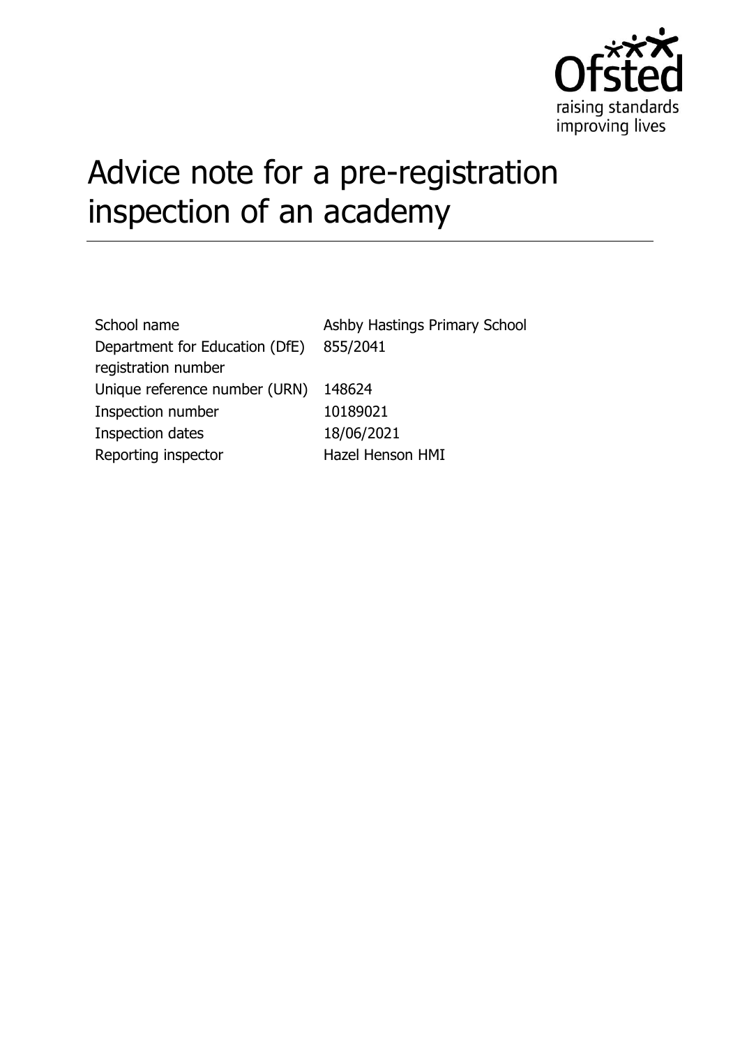# Advice note for a pre-registration inspection of an academy

| | |
|---|---|
| School name | Ashby Hastings Primary School |
| Department for Education (DfE) registration number | 855/2041 |
| Unique reference number (URN) | 148624 |
| Inspection number | 10189021 |
| Inspection dates | 18/06/2021 |
| Reporting inspector | Hazel Henson HMI |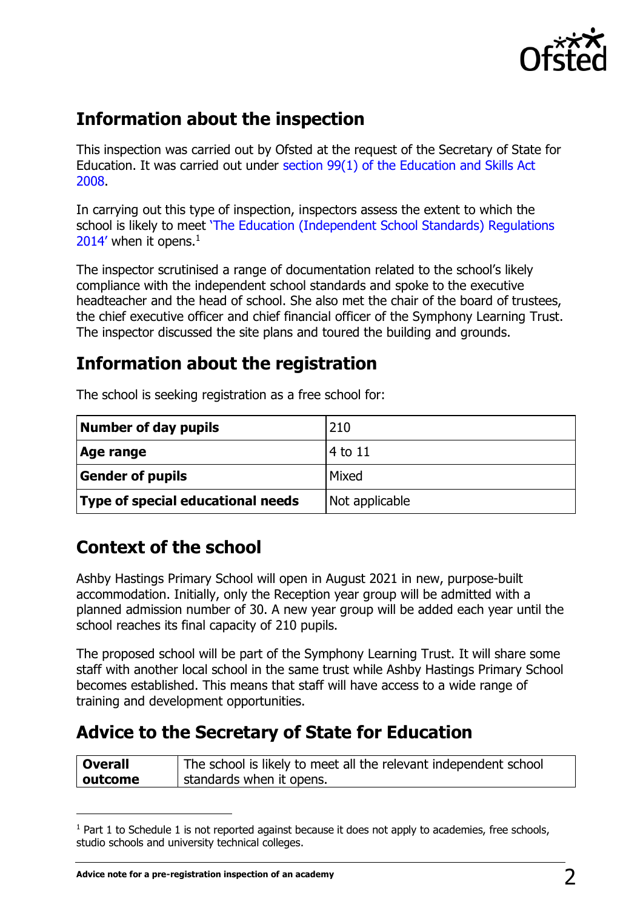## Information about the inspection

This inspection was carried out by Ofsted at the request of the Secretary of State for Education. It was carried out under section 99(1) of the Education and Skills Act 2008.

In carrying out this type of inspection, inspectors assess the extent to which the school is likely to meet 'The Education (Independent School Standards) Regulations 2014' when it opens.[1]

The inspector scrutinised a range of documentation related to the school's likely compliance with the independent school standards and spoke to the executive headteacher and the head of school. She also met the chair of the board of trustees, the chief executive officer and chief financial officer of the Symphony Learning Trust. The inspector discussed the site plans and toured the building and grounds.

## Information about the registration

The school is seeking registration as a free school for:

| | |
|---|---|
| **Number of day pupils** | 210 |
| **Age range** | 4 to 11 |
| **Gender of pupils** | Mixed |
| **Type of special educational needs** | Not applicable |

## Context of the school

Ashby Hastings Primary School will open in August 2021 in new, purpose-built accommodation. Initially, only the Reception year group will be admitted with a planned admission number of 30. A new year group will be added each year until the school reaches its final capacity of 210 pupils.

The proposed school will be part of the Symphony Learning Trust. It will share some staff with another local school in the same trust while Ashby Hastings Primary School becomes established. This means that staff will have access to a wide range of training and development opportunities.

## Advice to the Secretary of State for Education

| | |
|---|---|
| **Overall outcome** | The school is likely to meet all the relevant independent school standards when it opens. |

[1] Part 1 to Schedule 1 is not reported against because it does not apply to academies, free schools, studio schools and university technical colleges.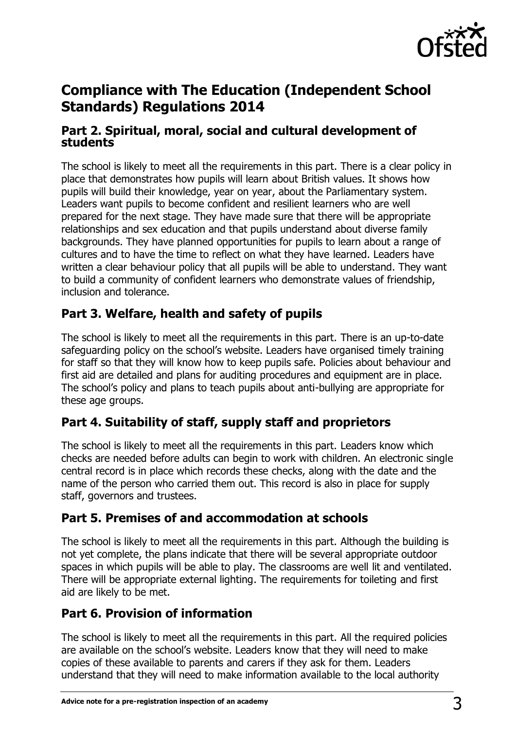## Compliance with The Education (Independent School Standards) Regulations 2014

### Part 2. Spiritual, moral, social and cultural development of students

The school is likely to meet all the requirements in this part. There is a clear policy in place that demonstrates how pupils will learn about British values. It shows how pupils will build their knowledge, year on year, about the Parliamentary system. Leaders want pupils to become confident and resilient learners who are well prepared for the next stage. They have made sure that there will be appropriate relationships and sex education and that pupils understand about diverse family backgrounds. They have planned opportunities for pupils to learn about a range of cultures and to have the time to reflect on what they have learned. Leaders have written a clear behaviour policy that all pupils will be able to understand. They want to build a community of confident learners who demonstrate values of friendship, inclusion and tolerance.

### Part 3. Welfare, health and safety of pupils

The school is likely to meet all the requirements in this part. There is an up-to-date safeguarding policy on the school's website. Leaders have organised timely training for staff so that they will know how to keep pupils safe. Policies about behaviour and first aid are detailed and plans for auditing procedures and equipment are in place. The school's policy and plans to teach pupils about anti-bullying are appropriate for these age groups.

### Part 4. Suitability of staff, supply staff and proprietors

The school is likely to meet all the requirements in this part. Leaders know which checks are needed before adults can begin to work with children. An electronic single central record is in place which records these checks, along with the date and the name of the person who carried them out. This record is also in place for supply staff, governors and trustees.

### Part 5. Premises of and accommodation at schools

The school is likely to meet all the requirements in this part. Although the building is not yet complete, the plans indicate that there will be several appropriate outdoor spaces in which pupils will be able to play. The classrooms are well lit and ventilated. There will be appropriate external lighting. The requirements for toileting and first aid are likely to be met.

### Part 6. Provision of information

The school is likely to meet all the requirements in this part. All the required policies are available on the school's website. Leaders know that they will need to make copies of these available to parents and carers if they ask for them. Leaders understand that they will need to make information available to the local authority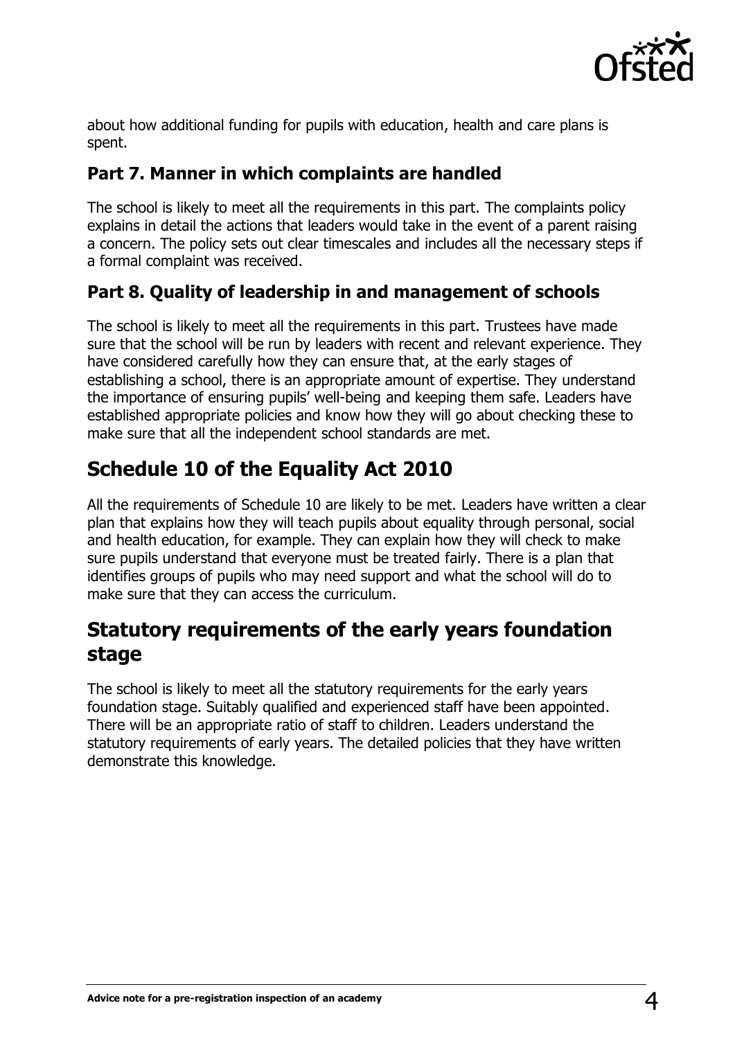about how additional funding for pupils with education, health and care plans is spent.

### Part 7. Manner in which complaints are handled

The school is likely to meet all the requirements in this part. The complaints policy explains in detail the actions that leaders would take in the event of a parent raising a concern. The policy sets out clear timescales and includes all the necessary steps if a formal complaint was received.

### Part 8. Quality of leadership in and management of schools

The school is likely to meet all the requirements in this part. Trustees have made sure that the school will be run by leaders with recent and relevant experience. They have considered carefully how they can ensure that, at the early stages of establishing a school, there is an appropriate amount of expertise. They understand the importance of ensuring pupils' well-being and keeping them safe. Leaders have established appropriate policies and know how they will go about checking these to make sure that all the independent school standards are met.

## Schedule 10 of the Equality Act 2010

All the requirements of Schedule 10 are likely to be met. Leaders have written a clear plan that explains how they will teach pupils about equality through personal, social and health education, for example. They can explain how they will check to make sure pupils understand that everyone must be treated fairly. There is a plan that identifies groups of pupils who may need support and what the school will do to make sure that they can access the curriculum.

## Statutory requirements of the early years foundation stage

The school is likely to meet all the statutory requirements for the early years foundation stage. Suitably qualified and experienced staff have been appointed. There will be an appropriate ratio of staff to children. Leaders understand the statutory requirements of early years. The detailed policies that they have written demonstrate this knowledge.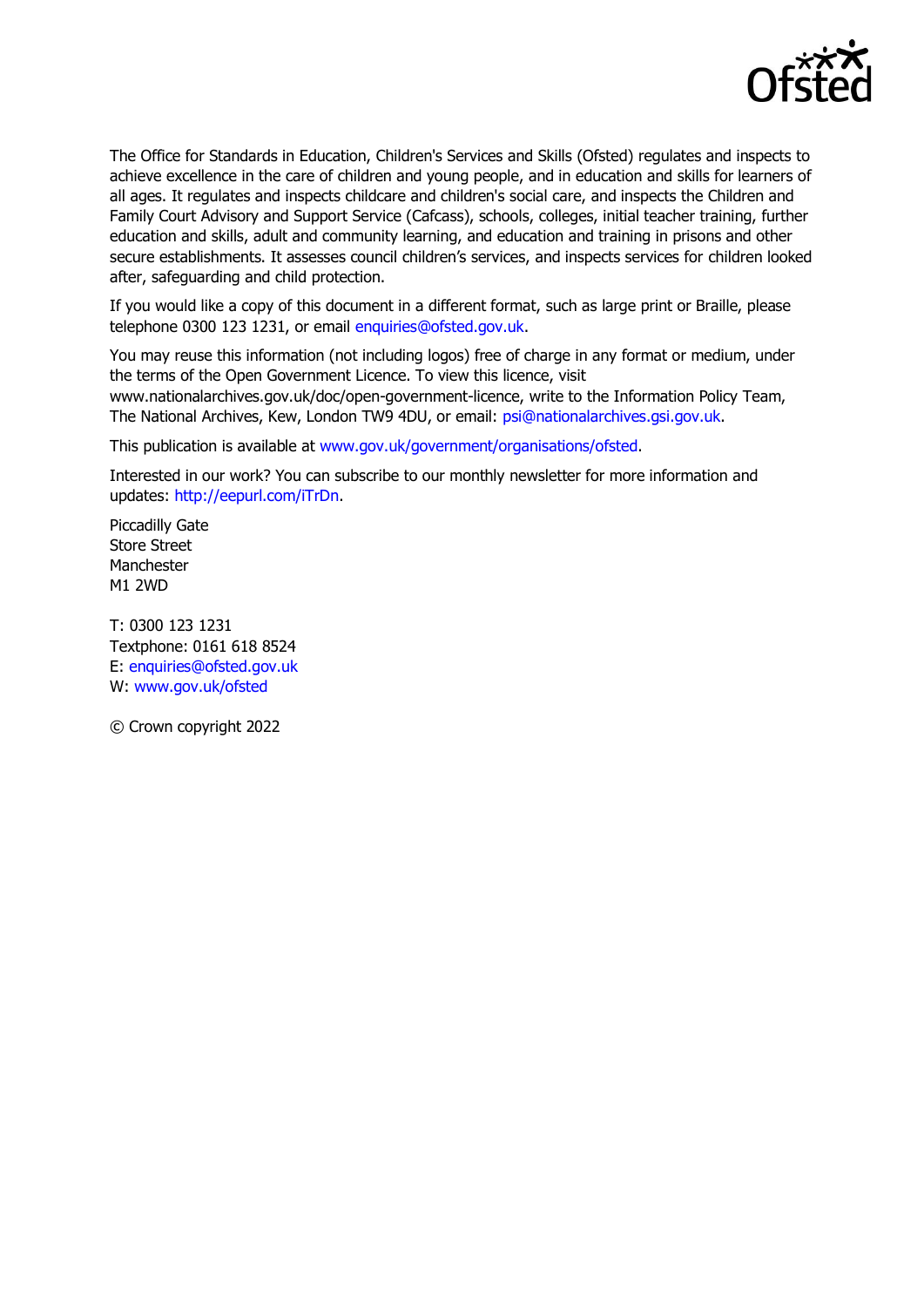The Office for Standards in Education, Children's Services and Skills (Ofsted) regulates and inspects to achieve excellence in the care of children and young people, and in education and skills for learners of all ages. It regulates and inspects childcare and children's social care, and inspects the Children and Family Court Advisory and Support Service (Cafcass), schools, colleges, initial teacher training, further education and skills, adult and community learning, and education and training in prisons and other secure establishments. It assesses council children's services, and inspects services for children looked after, safeguarding and child protection.

If you would like a copy of this document in a different format, such as large print or Braille, please telephone 0300 123 1231, or email enquiries@ofsted.gov.uk.

You may reuse this information (not including logos) free of charge in any format or medium, under the terms of the Open Government Licence. To view this licence, visit www.nationalarchives.gov.uk/doc/open-government-licence, write to the Information Policy Team, The National Archives, Kew, London TW9 4DU, or email: psi@nationalarchives.gsi.gov.uk.

This publication is available at www.gov.uk/government/organisations/ofsted.

Interested in our work? You can subscribe to our monthly newsletter for more information and updates: http://eepurl.com/iTrDn.

Piccadilly Gate
Store Street
Manchester
M1 2WD

T: 0300 123 1231
Textphone: 0161 618 8524
E: enquiries@ofsted.gov.uk
W: www.gov.uk/ofsted

© Crown copyright 2022